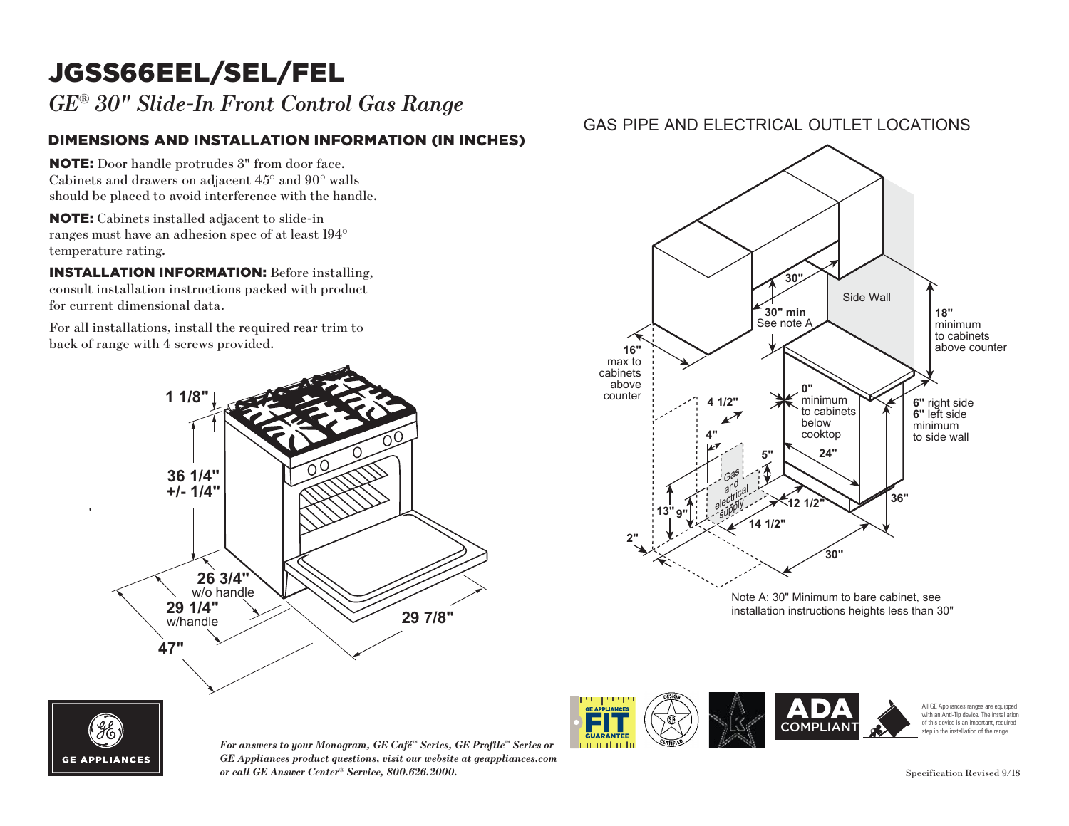# JGSS66EEL/SEL/FEL

*GE® 30" Slide-In Front Control Gas Range*

## DIMENSIONS AND INSTALLATION INFORMATION (IN INCHES)

**NOTE:** Door handle protrudes 3" from door face. Cabinets and drawers on adjacent 45° and 90° walls should be placed to avoid interference with the handle.

**NOTE:** Cabinets installed adjacent to slide-in ranges must have an adhesion spec of at least 194° temperature rating.

**INSTALLATION INFORMATION:** Before installing, consult installation instructions packed with product for current dimensional data.

For all installations, install the required rear trim to back of range with 4 screws provided.

1 1/8"

36 1/4" +/- 1/4"

26 3/4" w/o handle

29 1/4" w/handle

47"

29 7/8"

## GAS PIPE AND ELECTRICAL OUTLET LOCATIONS

30"

30" min See note A

Side Wall

18" minimum to cabinets above counter

16" max to cabinets above counter

0" minimum to cabinets below cooktop

6" right side 6" left side minimum to side wall

4 1/2"

4"

5"

24"

Gas and electrical supply

13"

9"

12 1/2"

14 1/2"

36"

2"

30"

Note A: 30" Minimum to bare cabinet, see installation instructions heights less than 30"

ADA COMPLIANT

All GE Appliances ranges are equipped with an Anti-Tip device. The installation of this device is an important, required step in the installation of the range.

*For answers to your Monogram, GE Café™ Series, GE Profile™ Series or GE Appliances product questions, visit our website at geappliances.com or call GE Answer Center® Service, 800.626.2000.*

Specification Revised 9/18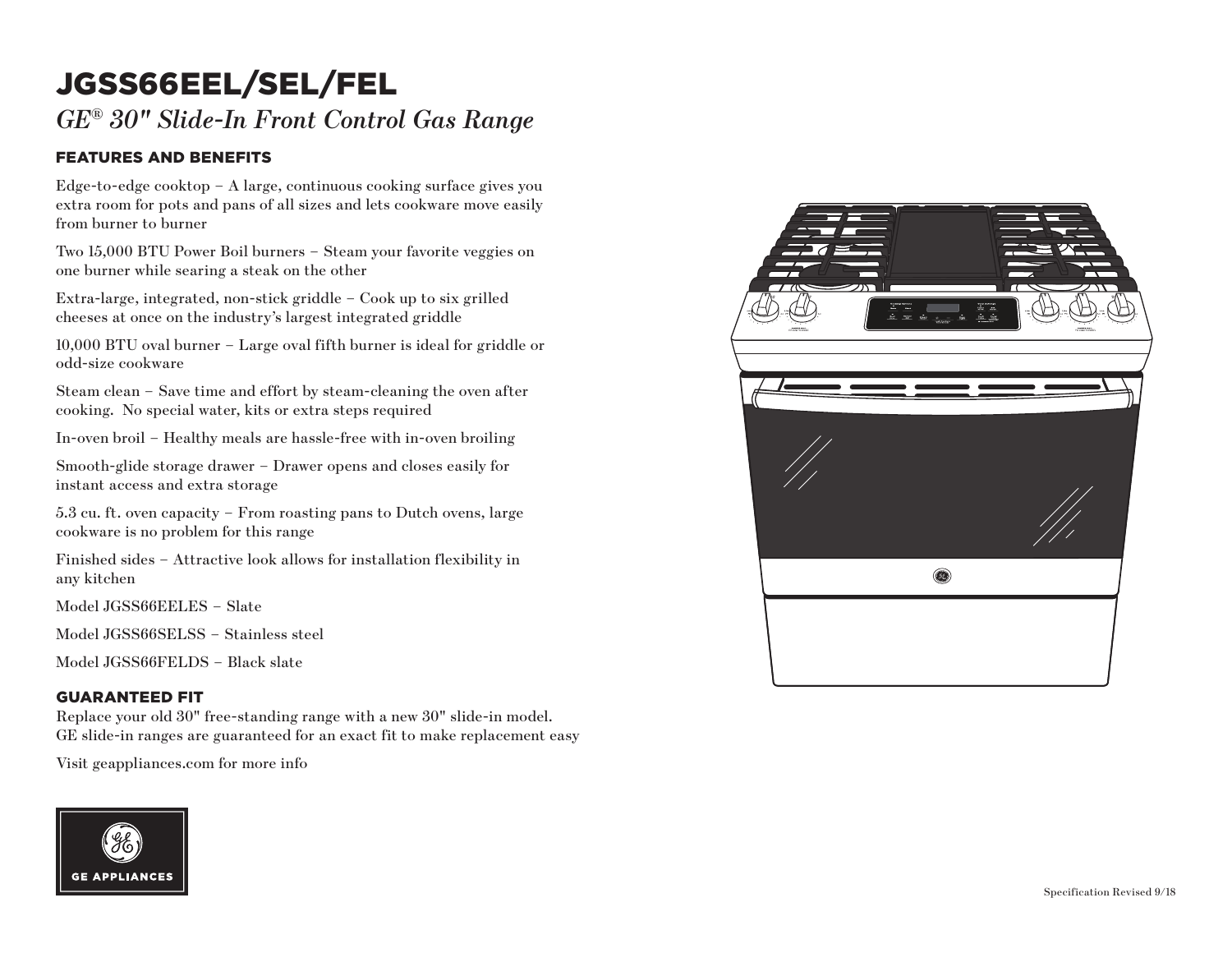# JGSS66EEL/SEL/FEL

*GE® 30" Slide-In Front Control Gas Range*

## FEATURES AND BENEFITS

Edge-to-edge cooktop – A large, continuous cooking surface gives you extra room for pots and pans of all sizes and lets cookware move easily from burner to burner

Two 15,000 BTU Power Boil burners – Steam your favorite veggies on one burner while searing a steak on the other

Extra-large, integrated, non-stick griddle – Cook up to six grilled cheeses at once on the industry's largest integrated griddle

10,000 BTU oval burner – Large oval fifth burner is ideal for griddle or odd-size cookware

Steam clean – Save time and effort by steam-cleaning the oven after cooking. No special water, kits or extra steps required

In-oven broil – Healthy meals are hassle-free with in-oven broiling

Smooth-glide storage drawer – Drawer opens and closes easily for instant access and extra storage

5.3 cu. ft. oven capacity – From roasting pans to Dutch ovens, large cookware is no problem for this range

Finished sides – Attractive look allows for installation flexibility in any kitchen

Model JGSS66EELES – Slate

Model JGSS66SELSS – Stainless steel

Model JGSS66FELDS – Black slate

## GUARANTEED FIT

Replace your old 30" free-standing range with a new 30" slide-in model. GE slide-in ranges are guaranteed for an exact fit to make replacement easy

Visit geappliances.com for more info

GE APPLIANCES

Specification Revised 9/18